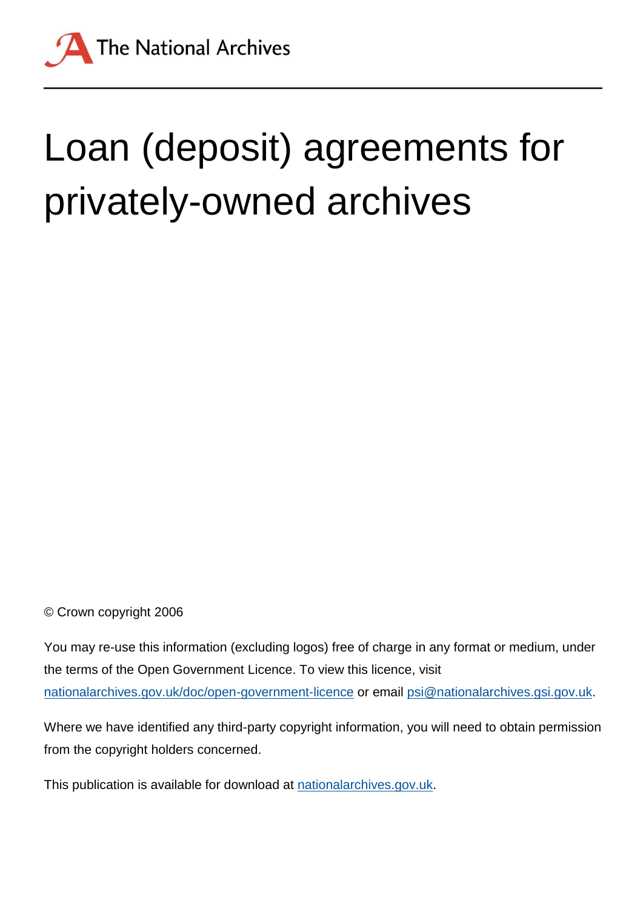The National Archives

# Loan (deposit) agreements for privately-owned archives

© Crown copyright 2006

You may re-use this information (excluding logos) free of charge in any format or medium, under the terms of the Open Government Licence. To view this licence, visit [nationalarchives.gov.uk/doc/open-government-licence](http://nationalarchives.gov.uk/doc/open-government-licence) or email [psi@nationalarchives.gsi.gov.uk](mailto:psi@nationalarchives.gsi.gov.uk).

Where we have identified any third-party copyright information, you will need to obtain permission from the copyright holders concerned.

This publication is available for download at [nationalarchives.gov.uk](http://nationalarchives.gov.uk).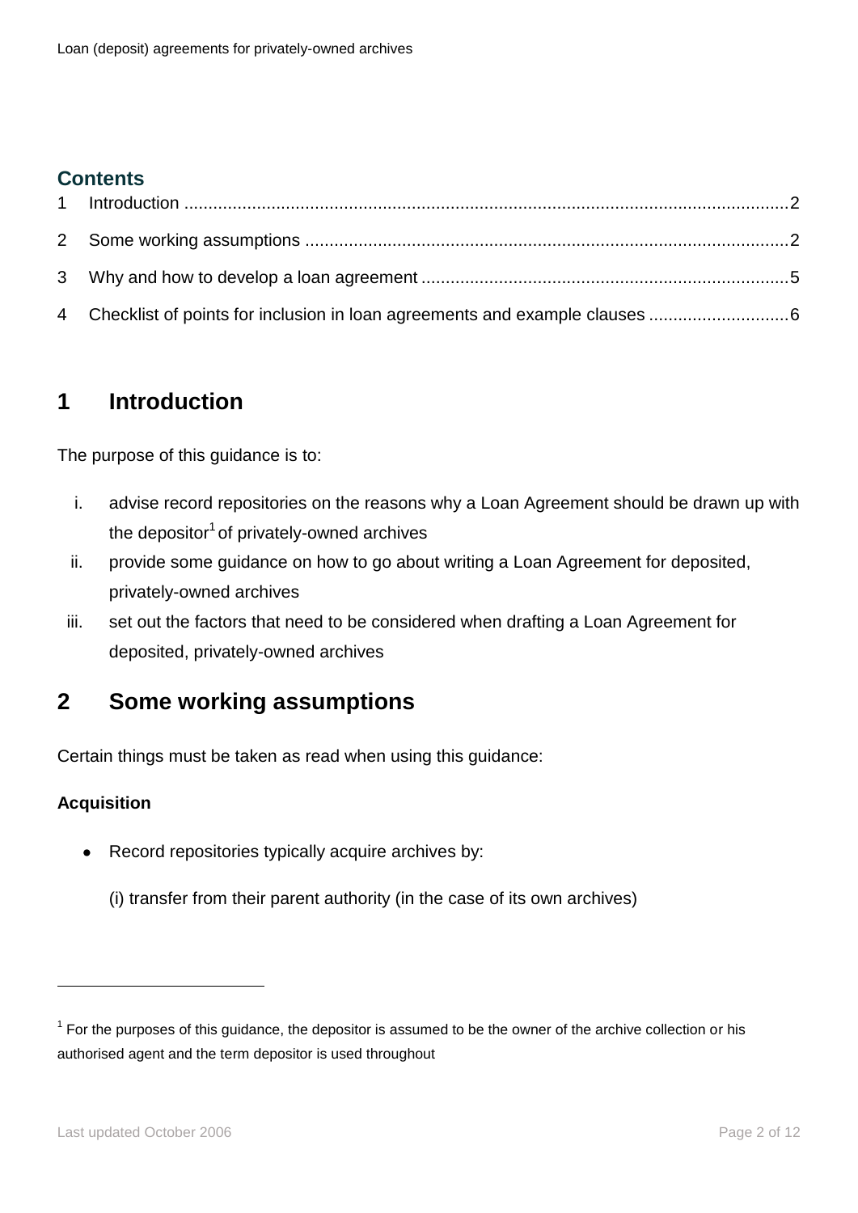## Contents

1 Introduction ....2

2 Some working assumptions ....2

3 Why and how to develop a loan agreement ....5

4 Checklist of points for inclusion in loan agreements and example clauses ....6

# 1 Introduction

The purpose of this guidance is to:

i. advise record repositories on the reasons why a Loan Agreement should be drawn up with the depositor[1] of privately-owned archives
ii. provide some guidance on how to go about writing a Loan Agreement for deposited, privately-owned archives
iii. set out the factors that need to be considered when drafting a Loan Agreement for deposited, privately-owned archives

# 2 Some working assumptions

Certain things must be taken as read when using this guidance:

**Acquisition**

- Record repositories typically acquire archives by:

  (i) transfer from their parent authority (in the case of its own archives)

---

[1] For the purposes of this guidance, the depositor is assumed to be the owner of the archive collection or his authorised agent and the term depositor is used throughout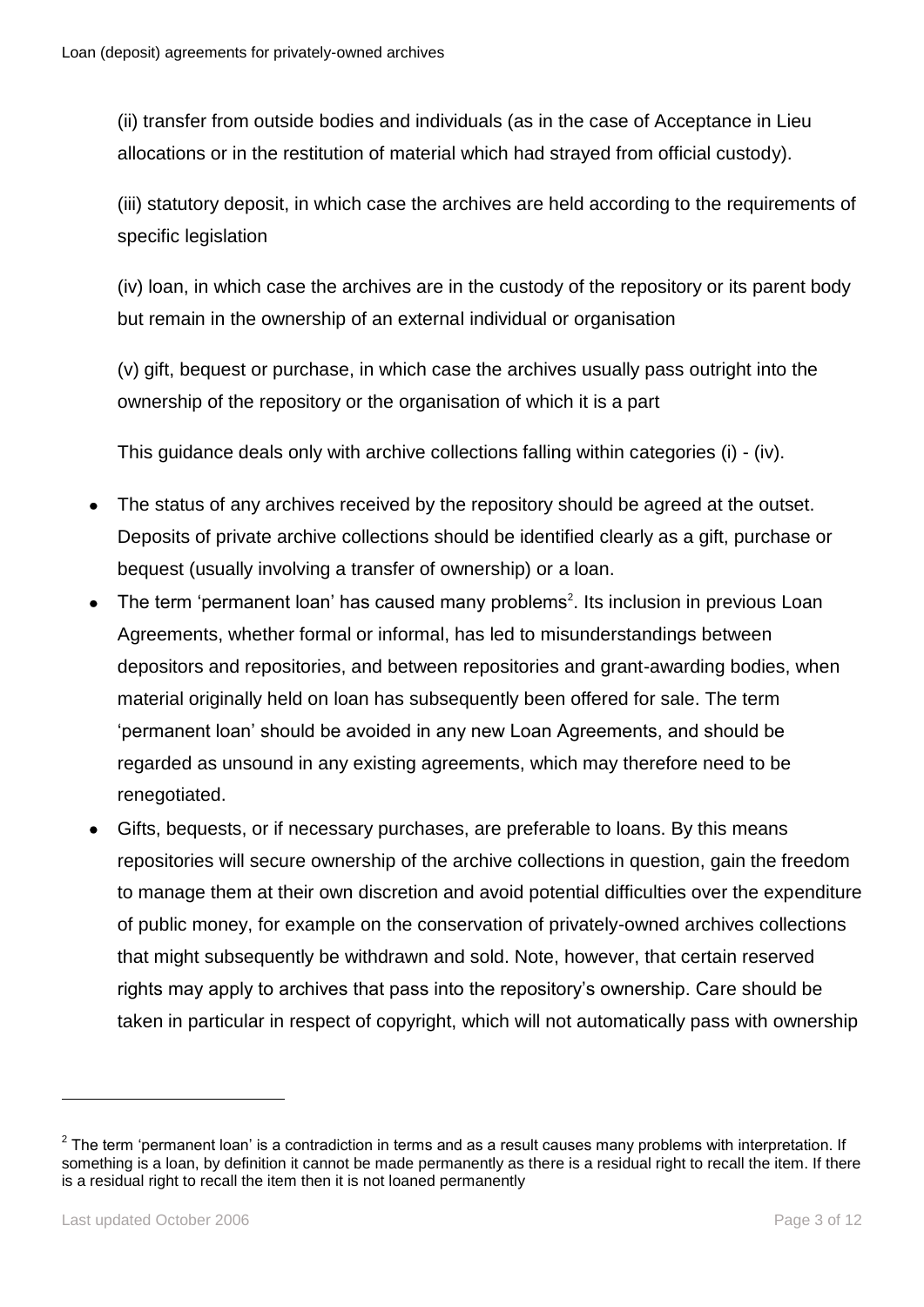(ii) transfer from outside bodies and individuals (as in the case of Acceptance in Lieu allocations or in the restitution of material which had strayed from official custody).

(iii) statutory deposit, in which case the archives are held according to the requirements of specific legislation

(iv) loan, in which case the archives are in the custody of the repository or its parent body but remain in the ownership of an external individual or organisation

(v) gift, bequest or purchase, in which case the archives usually pass outright into the ownership of the repository or the organisation of which it is a part

This guidance deals only with archive collections falling within categories (i) - (iv).

- The status of any archives received by the repository should be agreed at the outset. Deposits of private archive collections should be identified clearly as a gift, purchase or bequest (usually involving a transfer of ownership) or a loan.
- The term 'permanent loan' has caused many problems[2]. Its inclusion in previous Loan Agreements, whether formal or informal, has led to misunderstandings between depositors and repositories, and between repositories and grant-awarding bodies, when material originally held on loan has subsequently been offered for sale. The term 'permanent loan' should be avoided in any new Loan Agreements, and should be regarded as unsound in any existing agreements, which may therefore need to be renegotiated.
- Gifts, bequests, or if necessary purchases, are preferable to loans. By this means repositories will secure ownership of the archive collections in question, gain the freedom to manage them at their own discretion and avoid potential difficulties over the expenditure of public money, for example on the conservation of privately-owned archives collections that might subsequently be withdrawn and sold. Note, however, that certain reserved rights may apply to archives that pass into the repository's ownership. Care should be taken in particular in respect of copyright, which will not automatically pass with ownership

[2] The term 'permanent loan' is a contradiction in terms and as a result causes many problems with interpretation. If something is a loan, by definition it cannot be made permanently as there is a residual right to recall the item. If there is a residual right to recall the item then it is not loaned permanently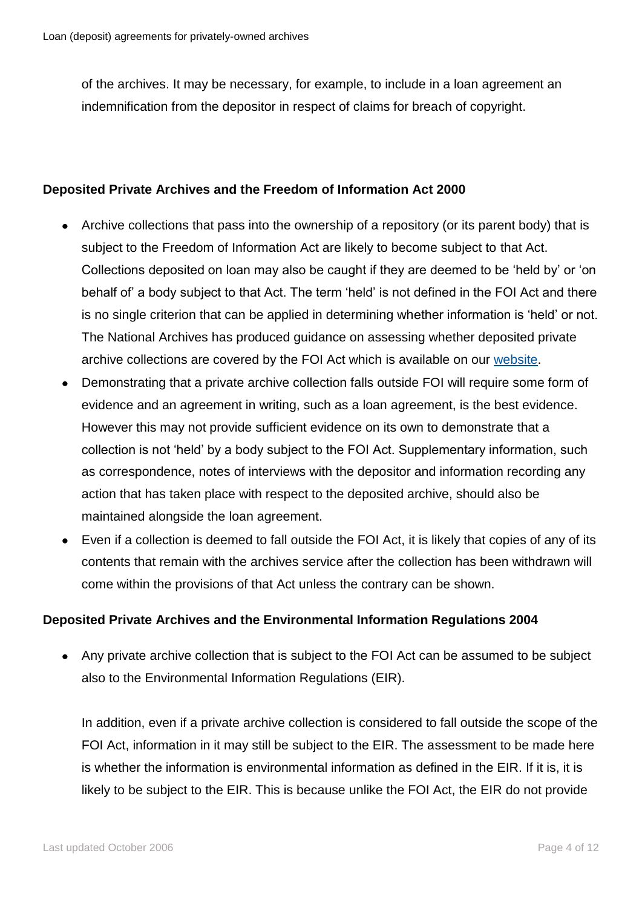of the archives. It may be necessary, for example, to include in a loan agreement an indemnification from the depositor in respect of claims for breach of copyright.

### Deposited Private Archives and the Freedom of Information Act 2000

- Archive collections that pass into the ownership of a repository (or its parent body) that is subject to the Freedom of Information Act are likely to become subject to that Act. Collections deposited on loan may also be caught if they are deemed to be 'held by' or 'on behalf of' a body subject to that Act. The term 'held' is not defined in the FOI Act and there is no single criterion that can be applied in determining whether information is 'held' or not. The National Archives has produced guidance on assessing whether deposited private archive collections are covered by the FOI Act which is available on our website.
- Demonstrating that a private archive collection falls outside FOI will require some form of evidence and an agreement in writing, such as a loan agreement, is the best evidence. However this may not provide sufficient evidence on its own to demonstrate that a collection is not 'held' by a body subject to the FOI Act. Supplementary information, such as correspondence, notes of interviews with the depositor and information recording any action that has taken place with respect to the deposited archive, should also be maintained alongside the loan agreement.
- Even if a collection is deemed to fall outside the FOI Act, it is likely that copies of any of its contents that remain with the archives service after the collection has been withdrawn will come within the provisions of that Act unless the contrary can be shown.

### Deposited Private Archives and the Environmental Information Regulations 2004

- Any private archive collection that is subject to the FOI Act can be assumed to be subject also to the Environmental Information Regulations (EIR).

  In addition, even if a private archive collection is considered to fall outside the scope of the FOI Act, information in it may still be subject to the EIR. The assessment to be made here is whether the information is environmental information as defined in the EIR. If it is, it is likely to be subject to the EIR. This is because unlike the FOI Act, the EIR do not provide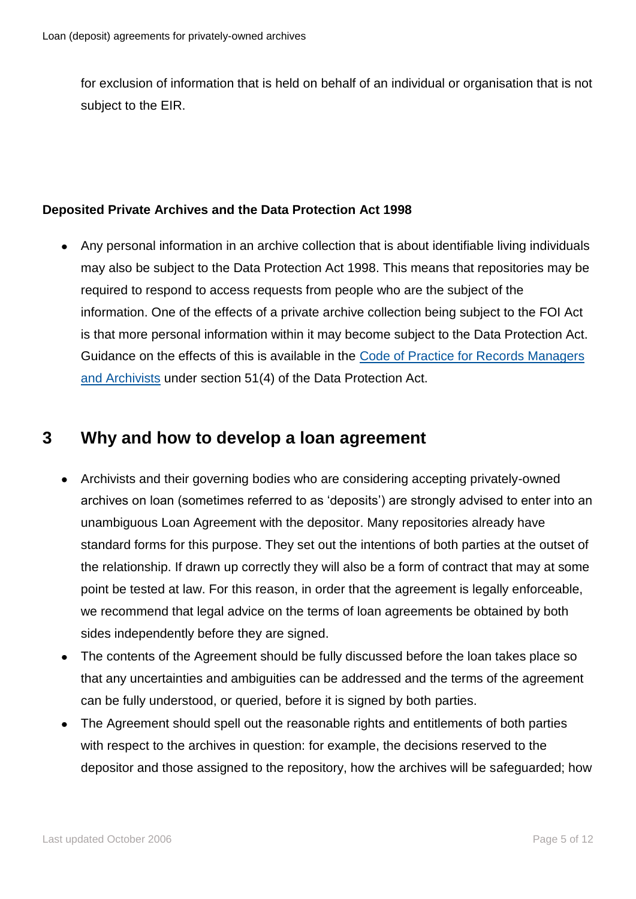for exclusion of information that is held on behalf of an individual or organisation that is not subject to the EIR.

**Deposited Private Archives and the Data Protection Act 1998**

- Any personal information in an archive collection that is about identifiable living individuals may also be subject to the Data Protection Act 1998. This means that repositories may be required to respond to access requests from people who are the subject of the information. One of the effects of a private archive collection being subject to the FOI Act is that more personal information within it may become subject to the Data Protection Act. Guidance on the effects of this is available in the Code of Practice for Records Managers and Archivists under section 51(4) of the Data Protection Act.

## 3 Why and how to develop a loan agreement

- Archivists and their governing bodies who are considering accepting privately-owned archives on loan (sometimes referred to as 'deposits') are strongly advised to enter into an unambiguous Loan Agreement with the depositor. Many repositories already have standard forms for this purpose. They set out the intentions of both parties at the outset of the relationship. If drawn up correctly they will also be a form of contract that may at some point be tested at law. For this reason, in order that the agreement is legally enforceable, we recommend that legal advice on the terms of loan agreements be obtained by both sides independently before they are signed.
- The contents of the Agreement should be fully discussed before the loan takes place so that any uncertainties and ambiguities can be addressed and the terms of the agreement can be fully understood, or queried, before it is signed by both parties.
- The Agreement should spell out the reasonable rights and entitlements of both parties with respect to the archives in question: for example, the decisions reserved to the depositor and those assigned to the repository, how the archives will be safeguarded; how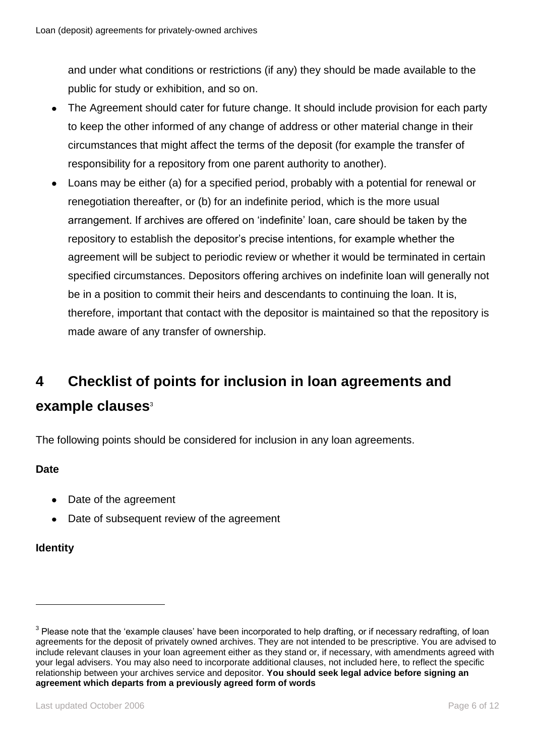and under what conditions or restrictions (if any) they should be made available to the public for study or exhibition, and so on.

- The Agreement should cater for future change. It should include provision for each party to keep the other informed of any change of address or other material change in their circumstances that might affect the terms of the deposit (for example the transfer of responsibility for a repository from one parent authority to another).
- Loans may be either (a) for a specified period, probably with a potential for renewal or renegotiation thereafter, or (b) for an indefinite period, which is the more usual arrangement. If archives are offered on 'indefinite' loan, care should be taken by the repository to establish the depositor's precise intentions, for example whether the agreement will be subject to periodic review or whether it would be terminated in certain specified circumstances. Depositors offering archives on indefinite loan will generally not be in a position to commit their heirs and descendants to continuing the loan. It is, therefore, important that contact with the depositor is maintained so that the repository is made aware of any transfer of ownership.

## 4 Checklist of points for inclusion in loan agreements and example clauses[3]

The following points should be considered for inclusion in any loan agreements.

**Date**

- Date of the agreement
- Date of subsequent review of the agreement

**Identity**

[3] Please note that the 'example clauses' have been incorporated to help drafting, or if necessary redrafting, of loan agreements for the deposit of privately owned archives. They are not intended to be prescriptive. You are advised to include relevant clauses in your loan agreement either as they stand or, if necessary, with amendments agreed with your legal advisers. You may also need to incorporate additional clauses, not included here, to reflect the specific relationship between your archives service and depositor. **You should seek legal advice before signing an agreement which departs from a previously agreed form of words**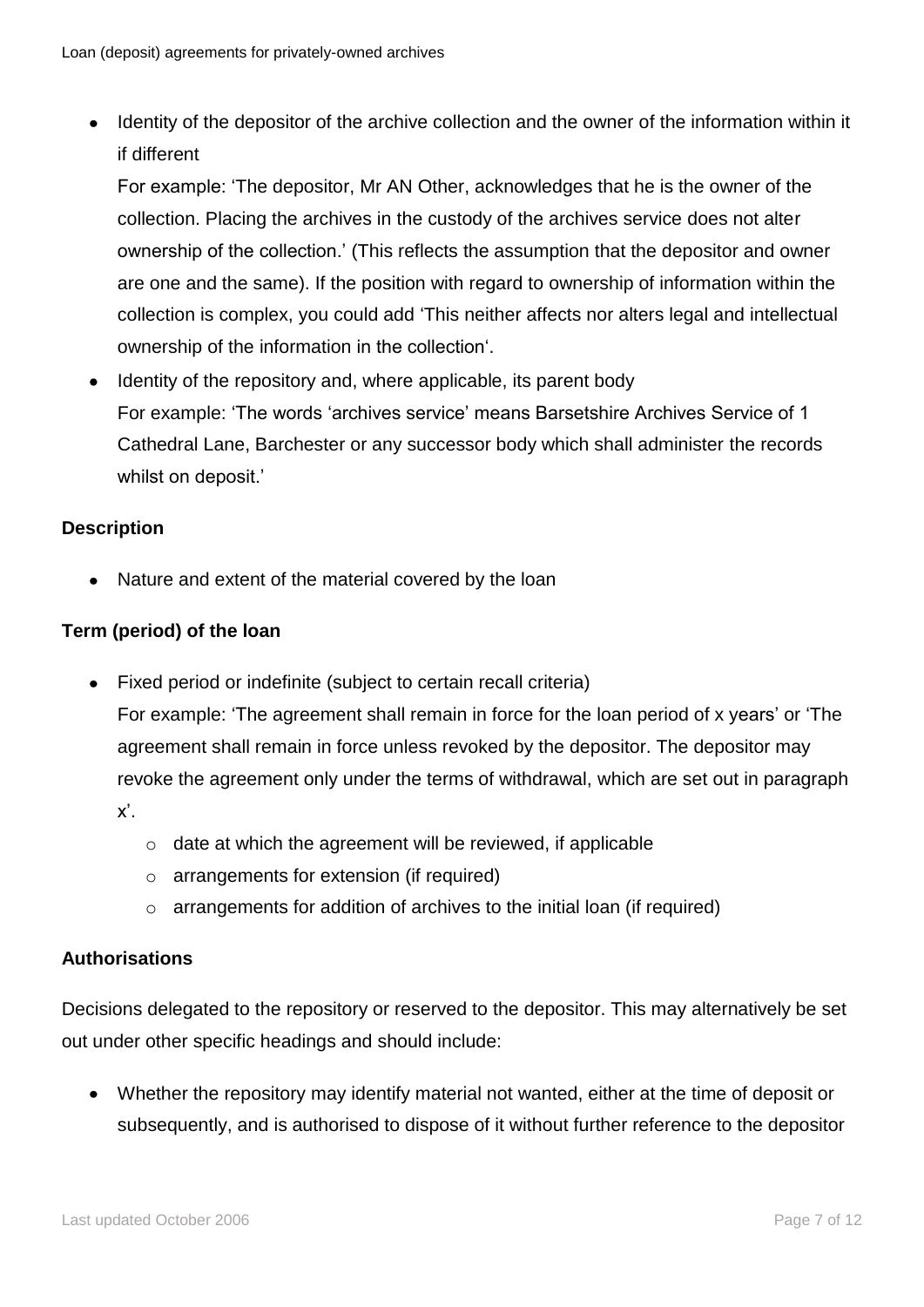- Identity of the depositor of the archive collection and the owner of the information within it if different

  For example: 'The depositor, Mr AN Other, acknowledges that he is the owner of the collection. Placing the archives in the custody of the archives service does not alter ownership of the collection.' (This reflects the assumption that the depositor and owner are one and the same). If the position with regard to ownership of information within the collection is complex, you could add 'This neither affects nor alters legal and intellectual ownership of the information in the collection'.
- Identity of the repository and, where applicable, its parent body

  For example: 'The words 'archives service' means Barsetshire Archives Service of 1 Cathedral Lane, Barchester or any successor body which shall administer the records whilst on deposit.'

**Description**

- Nature and extent of the material covered by the loan

**Term (period) of the loan**

- Fixed period or indefinite (subject to certain recall criteria)

  For example: 'The agreement shall remain in force for the loan period of x years' or 'The agreement shall remain in force unless revoked by the depositor. The depositor may revoke the agreement only under the terms of withdrawal, which are set out in paragraph x'.
  - date at which the agreement will be reviewed, if applicable
  - arrangements for extension (if required)
  - arrangements for addition of archives to the initial loan (if required)

**Authorisations**

Decisions delegated to the repository or reserved to the depositor. This may alternatively be set out under other specific headings and should include:

- Whether the repository may identify material not wanted, either at the time of deposit or subsequently, and is authorised to dispose of it without further reference to the depositor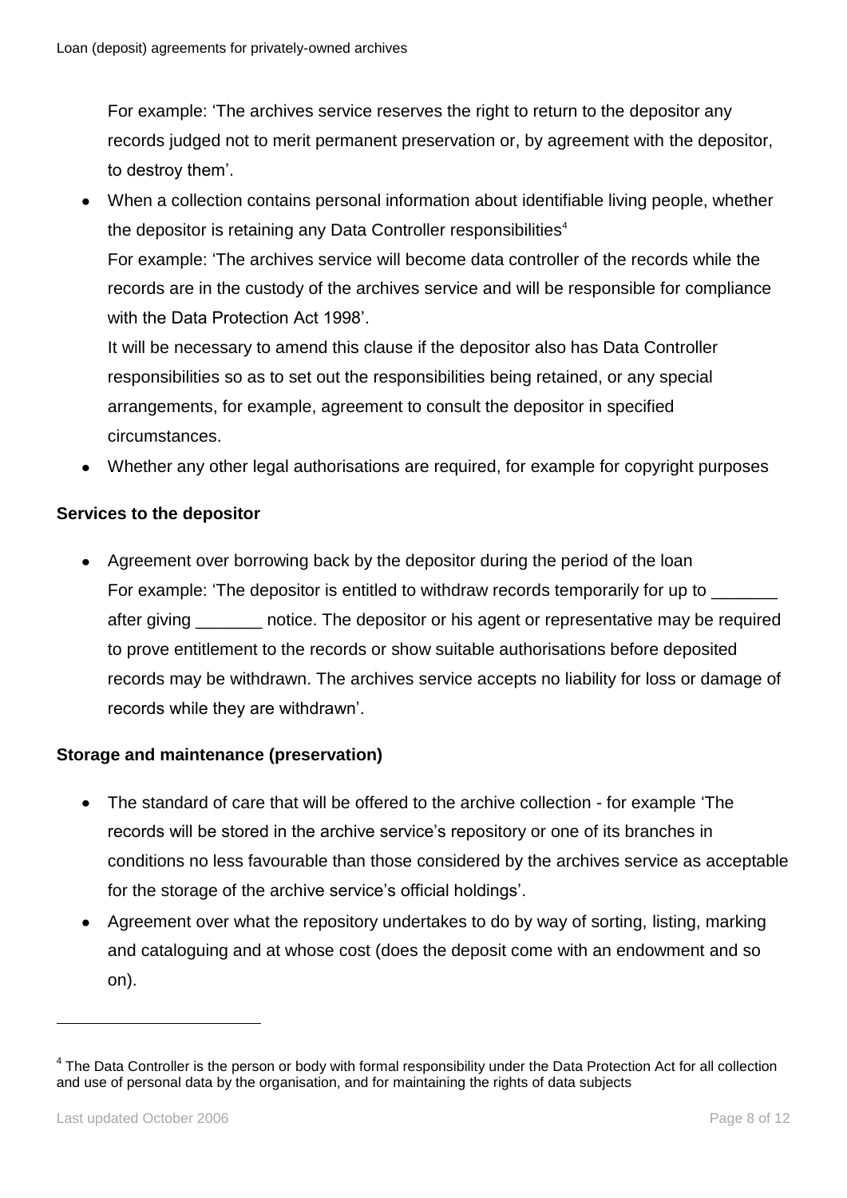For example: 'The archives service reserves the right to return to the depositor any records judged not to merit permanent preservation or, by agreement with the depositor, to destroy them'.

- When a collection contains personal information about identifiable living people, whether the depositor is retaining any Data Controller responsibilities[4]

  For example: 'The archives service will become data controller of the records while the records are in the custody of the archives service and will be responsible for compliance with the Data Protection Act 1998'.

  It will be necessary to amend this clause if the depositor also has Data Controller responsibilities so as to set out the responsibilities being retained, or any special arrangements, for example, agreement to consult the depositor in specified circumstances.
- Whether any other legal authorisations are required, for example for copyright purposes

**Services to the depositor**

- Agreement over borrowing back by the depositor during the period of the loan

  For example: 'The depositor is entitled to withdraw records temporarily for up to _______ after giving _______ notice. The depositor or his agent or representative may be required to prove entitlement to the records or show suitable authorisations before deposited records may be withdrawn. The archives service accepts no liability for loss or damage of records while they are withdrawn'.

**Storage and maintenance (preservation)**

- The standard of care that will be offered to the archive collection - for example 'The records will be stored in the archive service's repository or one of its branches in conditions no less favourable than those considered by the archives service as acceptable for the storage of the archive service's official holdings'.
- Agreement over what the repository undertakes to do by way of sorting, listing, marking and cataloguing and at whose cost (does the deposit come with an endowment and so on).

---

[4] The Data Controller is the person or body with formal responsibility under the Data Protection Act for all collection and use of personal data by the organisation, and for maintaining the rights of data subjects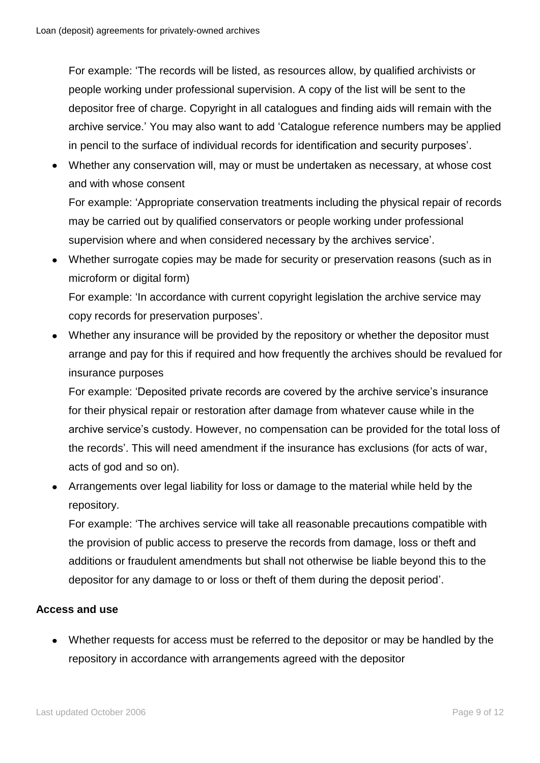For example: 'The records will be listed, as resources allow, by qualified archivists or people working under professional supervision. A copy of the list will be sent to the depositor free of charge. Copyright in all catalogues and finding aids will remain with the archive service.' You may also want to add 'Catalogue reference numbers may be applied in pencil to the surface of individual records for identification and security purposes'.

- Whether any conservation will, may or must be undertaken as necessary, at whose cost and with whose consent

  For example: 'Appropriate conservation treatments including the physical repair of records may be carried out by qualified conservators or people working under professional supervision where and when considered necessary by the archives service'.

- Whether surrogate copies may be made for security or preservation reasons (such as in microform or digital form)

  For example: 'In accordance with current copyright legislation the archive service may copy records for preservation purposes'.

- Whether any insurance will be provided by the repository or whether the depositor must arrange and pay for this if required and how frequently the archives should be revalued for insurance purposes

  For example: 'Deposited private records are covered by the archive service's insurance for their physical repair or restoration after damage from whatever cause while in the archive service's custody. However, no compensation can be provided for the total loss of the records'. This will need amendment if the insurance has exclusions (for acts of war, acts of god and so on).

- Arrangements over legal liability for loss or damage to the material while held by the repository.

  For example: 'The archives service will take all reasonable precautions compatible with the provision of public access to preserve the records from damage, loss or theft and additions or fraudulent amendments but shall not otherwise be liable beyond this to the depositor for any damage to or loss or theft of them during the deposit period'.

**Access and use**

- Whether requests for access must be referred to the depositor or may be handled by the repository in accordance with arrangements agreed with the depositor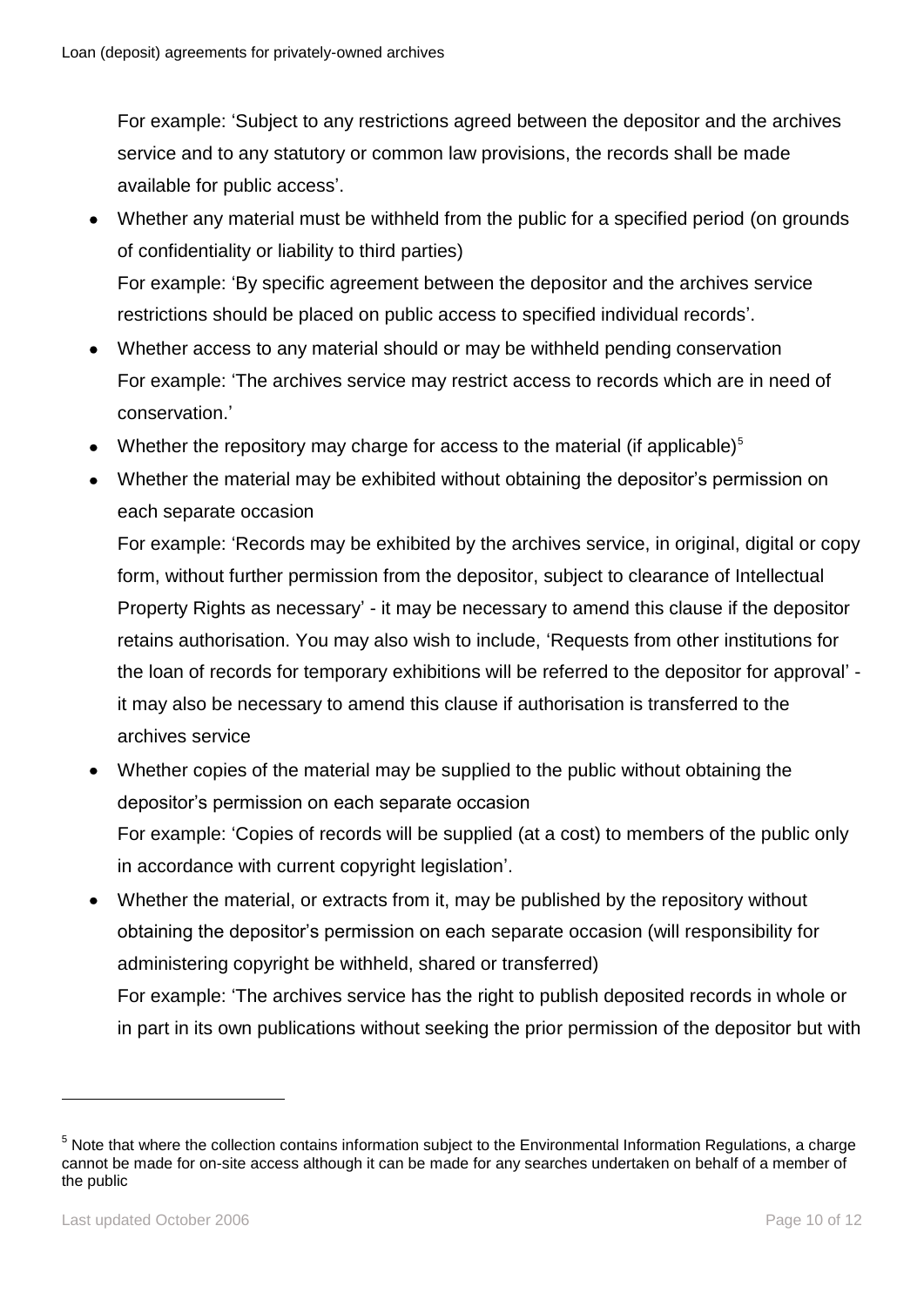For example: 'Subject to any restrictions agreed between the depositor and the archives service and to any statutory or common law provisions, the records shall be made available for public access'.

- Whether any material must be withheld from the public for a specified period (on grounds of confidentiality or liability to third parties)
  For example: 'By specific agreement between the depositor and the archives service restrictions should be placed on public access to specified individual records'.
- Whether access to any material should or may be withheld pending conservation
  For example: 'The archives service may restrict access to records which are in need of conservation.'
- Whether the repository may charge for access to the material (if applicable)[5]
- Whether the material may be exhibited without obtaining the depositor's permission on each separate occasion
  For example: 'Records may be exhibited by the archives service, in original, digital or copy form, without further permission from the depositor, subject to clearance of Intellectual Property Rights as necessary' - it may be necessary to amend this clause if the depositor retains authorisation. You may also wish to include, 'Requests from other institutions for the loan of records for temporary exhibitions will be referred to the depositor for approval' - it may also be necessary to amend this clause if authorisation is transferred to the archives service
- Whether copies of the material may be supplied to the public without obtaining the depositor's permission on each separate occasion
  For example: 'Copies of records will be supplied (at a cost) to members of the public only in accordance with current copyright legislation'.
- Whether the material, or extracts from it, may be published by the repository without obtaining the depositor's permission on each separate occasion (will responsibility for administering copyright be withheld, shared or transferred)
  For example: 'The archives service has the right to publish deposited records in whole or in part in its own publications without seeking the prior permission of the depositor but with

[5] Note that where the collection contains information subject to the Environmental Information Regulations, a charge cannot be made for on-site access although it can be made for any searches undertaken on behalf of a member of the public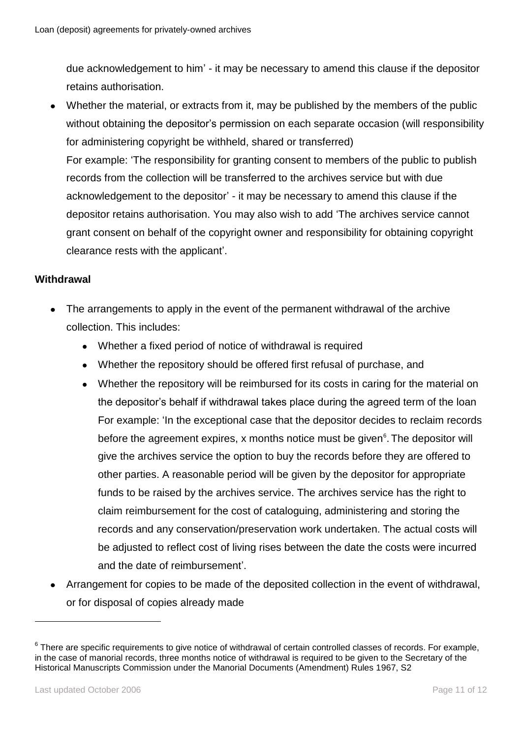due acknowledgement to him' - it may be necessary to amend this clause if the depositor retains authorisation.

- Whether the material, or extracts from it, may be published by the members of the public without obtaining the depositor's permission on each separate occasion (will responsibility for administering copyright be withheld, shared or transferred)
  For example: 'The responsibility for granting consent to members of the public to publish records from the collection will be transferred to the archives service but with due acknowledgement to the depositor' - it may be necessary to amend this clause if the depositor retains authorisation. You may also wish to add 'The archives service cannot grant consent on behalf of the copyright owner and responsibility for obtaining copyright clearance rests with the applicant'.

**Withdrawal**

- The arrangements to apply in the event of the permanent withdrawal of the archive collection. This includes:
  - Whether a fixed period of notice of withdrawal is required
  - Whether the repository should be offered first refusal of purchase, and
  - Whether the repository will be reimbursed for its costs in caring for the material on the depositor's behalf if withdrawal takes place during the agreed term of the loan
    For example: 'In the exceptional case that the depositor decides to reclaim records before the agreement expires, x months notice must be given[6]. The depositor will give the archives service the option to buy the records before they are offered to other parties. A reasonable period will be given by the depositor for appropriate funds to be raised by the archives service. The archives service has the right to claim reimbursement for the cost of cataloguing, administering and storing the records and any conservation/preservation work undertaken. The actual costs will be adjusted to reflect cost of living rises between the date the costs were incurred and the date of reimbursement'.
- Arrangement for copies to be made of the deposited collection in the event of withdrawal, or for disposal of copies already made

---

[6] There are specific requirements to give notice of withdrawal of certain controlled classes of records. For example, in the case of manorial records, three months notice of withdrawal is required to be given to the Secretary of the Historical Manuscripts Commission under the Manorial Documents (Amendment) Rules 1967, S2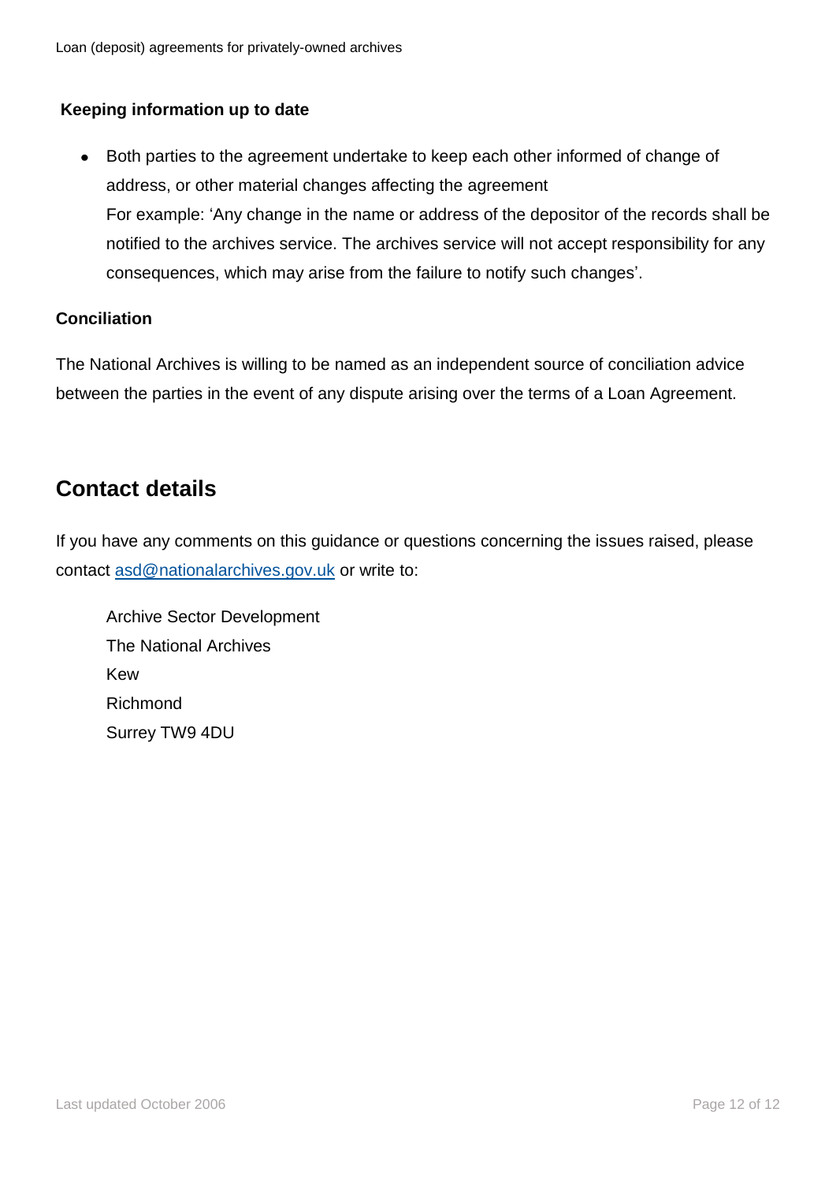**Keeping information up to date**

- Both parties to the agreement undertake to keep each other informed of change of address, or other material changes affecting the agreement
  For example: 'Any change in the name or address of the depositor of the records shall be notified to the archives service. The archives service will not accept responsibility for any consequences, which may arise from the failure to notify such changes'.

**Conciliation**

The National Archives is willing to be named as an independent source of conciliation advice between the parties in the event of any dispute arising over the terms of a Loan Agreement.

## Contact details

If you have any comments on this guidance or questions concerning the issues raised, please contact asd@nationalarchives.gov.uk or write to:

Archive Sector Development
The National Archives
Kew
Richmond
Surrey TW9 4DU

Last updated October 2006